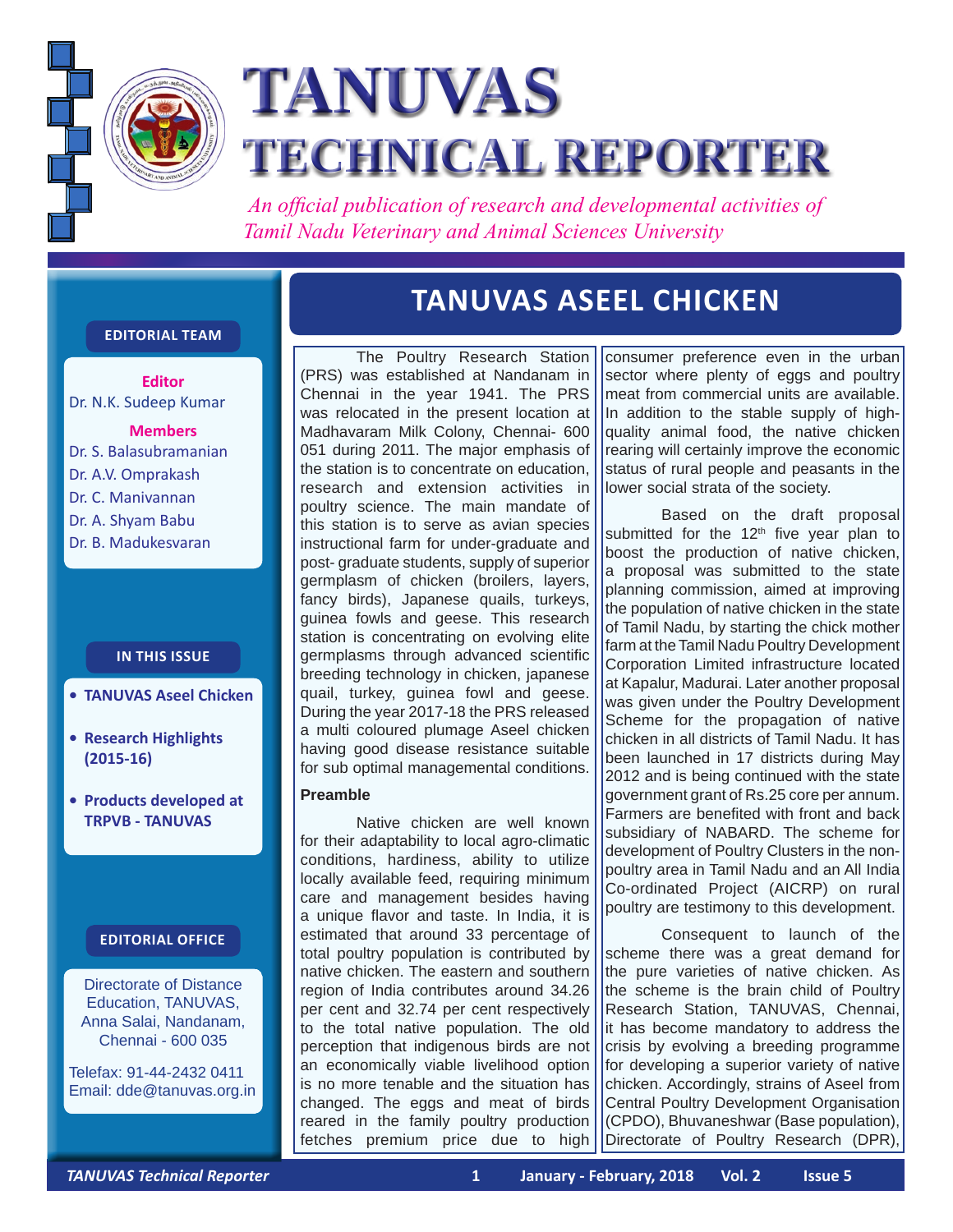# TANUVAS TECHNICAL REPORTER

*An official publication of research and developmental activities of Tamil Nadu Veterinary and Animal Sciences University*

**EDITORIAL TEAM**

**Editor**
Dr. N.K. Sudeep Kumar

**Members**
Dr. S. Balasubramanian
Dr. A.V. Omprakash
Dr. C. Manivannan
Dr. A. Shyam Babu
Dr. B. Madukesvaran

**IN THIS ISSUE**

- **TANUVAS Aseel Chicken**
- **Research Highlights (2015-16)**
- **Products developed at TRPVB - TANUVAS**

**EDITORIAL OFFICE**

Directorate of Distance Education, TANUVAS, Anna Salai, Nandanam, Chennai - 600 035

Telefax: 91-44-2432 0411
Email: dde@tanuvas.org.in

## TANUVAS ASEEL CHICKEN

The Poultry Research Station (PRS) was established at Nandanam in Chennai in the year 1941. The PRS was relocated in the present location at Madhavaram Milk Colony, Chennai- 600 051 during 2011. The major emphasis of the station is to concentrate on education, research and extension activities in poultry science. The main mandate of this station is to serve as avian species instructional farm for under-graduate and post- graduate students, supply of superior germplasm of chicken (broilers, layers, fancy birds), Japanese quails, turkeys, guinea fowls and geese. This research station is concentrating on evolving elite germplasms through advanced scientific breeding technology in chicken, japanese quail, turkey, guinea fowl and geese. During the year 2017-18 the PRS released a multi coloured plumage Aseel chicken having good disease resistance suitable for sub optimal management conditions.

### Preamble

Native chicken are well known for their adaptability to local agro-climatic conditions, hardiness, ability to utilize locally available feed, requiring minimum care and management besides having a unique flavor and taste. In India, it is estimated that around 33 percentage of total poultry population is contributed by native chicken. The eastern and southern region of India contributes around 34.26 per cent and 32.74 per cent respectively to the total native population. The old perception that indigenous birds are not an economically viable livelihood option is no more tenable and the situation has changed. The eggs and meat of birds reared in the family poultry production fetches premium price due to high consumer preference even in the urban sector where plenty of eggs and poultry meat from commercial units are available. In addition to the stable supply of high-quality animal food, the native chicken rearing will certainly improve the economic status of rural people and peasants in the lower social strata of the society.

Based on the draft proposal submitted for the 12th five year plan to boost the production of native chicken, a proposal was submitted to the state planning commission, aimed at improving the population of native chicken in the state of Tamil Nadu, by starting the chick mother farm at the Tamil Nadu Poultry Development Corporation Limited infrastructure located at Kapalur, Madurai. Later another proposal was given under the Poultry Development Scheme for the propagation of native chicken in all districts of Tamil Nadu. It has been launched in 17 districts during May 2012 and is being continued with the state government grant of Rs.25 core per annum. Farmers are benefited with front and back subsidiary of NABARD. The scheme for development of Poultry Clusters in the non-poultry area in Tamil Nadu and an All India Co-ordinated Project (AICRP) on rural poultry are testimony to this development.

Consequent to launch of the scheme there was a great demand for the pure varieties of native chicken. As the scheme is the brain child of Poultry Research Station, TANUVAS, Chennai, it has become mandatory to address the crisis by evolving a breeding programme for developing a superior variety of native chicken. Accordingly, strains of Aseel from Central Poultry Development Organisation (CPDO), Bhuvaneshwar (Base population), Directorate of Poultry Research (DPR),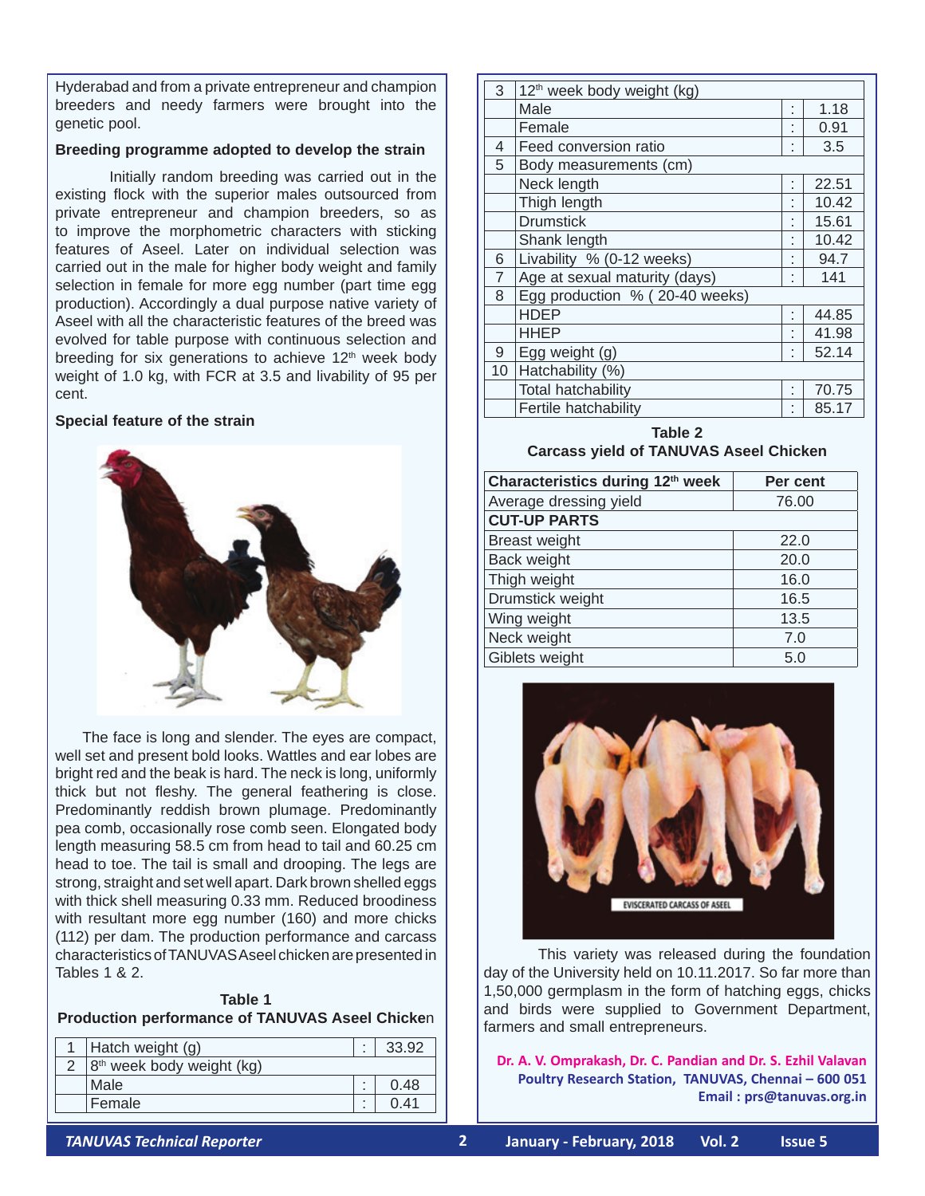Hyderabad and from a private entrepreneur and champion breeders and needy farmers were brought into the genetic pool.

**Breeding programme adopted to develop the strain**

Initially random breeding was carried out in the existing flock with the superior males outsourced from private entrepreneur and champion breeders, so as to improve the morphometric characters with sticking features of Aseel. Later on individual selection was carried out in the male for higher body weight and family selection in female for more egg number (part time egg production). Accordingly a dual purpose native variety of Aseel with all the characteristic features of the breed was evolved for table purpose with continuous selection and breeding for six generations to achieve 12th week body weight of 1.0 kg, with FCR at 3.5 and livability of 95 per cent.

**Special feature of the strain**

The face is long and slender. The eyes are compact, well set and present bold looks. Wattles and ear lobes are bright red and the beak is hard. The neck is long, uniformly thick but not fleshy. The general feathering is close. Predominantly reddish brown plumage. Predominantly pea comb, occasionally rose comb seen. Elongated body length measuring 58.5 cm from head to tail and 60.25 cm head to toe. The tail is small and drooping. The legs are strong, straight and set well apart. Dark brown shelled eggs with thick shell measuring 0.33 mm. Reduced broodiness with resultant more egg number (160) and more chicks (112) per dam. The production performance and carcass characteristics of TANUVAS Aseel chicken are presented in Tables 1 & 2.

**Table 1**
**Production performance of TANUVAS Aseel Chicken**

| | | | |
|---|---|---|---|
| 1 | Hatch weight (g) | : | 33.92 |
| 2 | 8th week body weight (kg) | | |
| | Male | : | 0.48 |
| | Female | : | 0.41 |
| 3 | 12th week body weight (kg) | | |
| | Male | : | 1.18 |
| | Female | : | 0.91 |
| 4 | Feed conversion ratio | : | 3.5 |
| 5 | Body measurements (cm) | | |
| | Neck length | : | 22.51 |
| | Thigh length | : | 10.42 |
| | Drumstick | : | 15.61 |
| | Shank length | : | 10.42 |
| 6 | Livability % (0-12 weeks) | : | 94.7 |
| 7 | Age at sexual maturity (days) | : | 141 |
| 8 | Egg production % ( 20-40 weeks) | | |
| | HDEP | : | 44.85 |
| | HHEP | : | 41.98 |
| 9 | Egg weight (g) | : | 52.14 |
| 10 | Hatchability (%) | | |
| | Total hatchability | : | 70.75 |
| | Fertile hatchability | : | 85.17 |

**Table 2**
**Carcass yield of TANUVAS Aseel Chicken**

| Characteristics during 12th week | Per cent |
|---|---|
| Average dressing yield | 76.00 |
| **CUT-UP PARTS** | |
| Breast weight | 22.0 |
| Back weight | 20.0 |
| Thigh weight | 16.0 |
| Drumstick weight | 16.5 |
| Wing weight | 13.5 |
| Neck weight | 7.0 |
| Giblets weight | 5.0 |

EVISCERATED CARCASS OF ASEEL

This variety was released during the foundation day of the University held on 10.11.2017. So far more than 1,50,000 germplasm in the form of hatching eggs, chicks and birds were supplied to Government Department, farmers and small entrepreneurs.

**Dr. A. V. Omprakash, Dr. C. Pandian and Dr. S. Ezhil Valavan**
**Poultry Research Station, TANUVAS, Chennai – 600 051**
**Email : prs@tanuvas.org.in**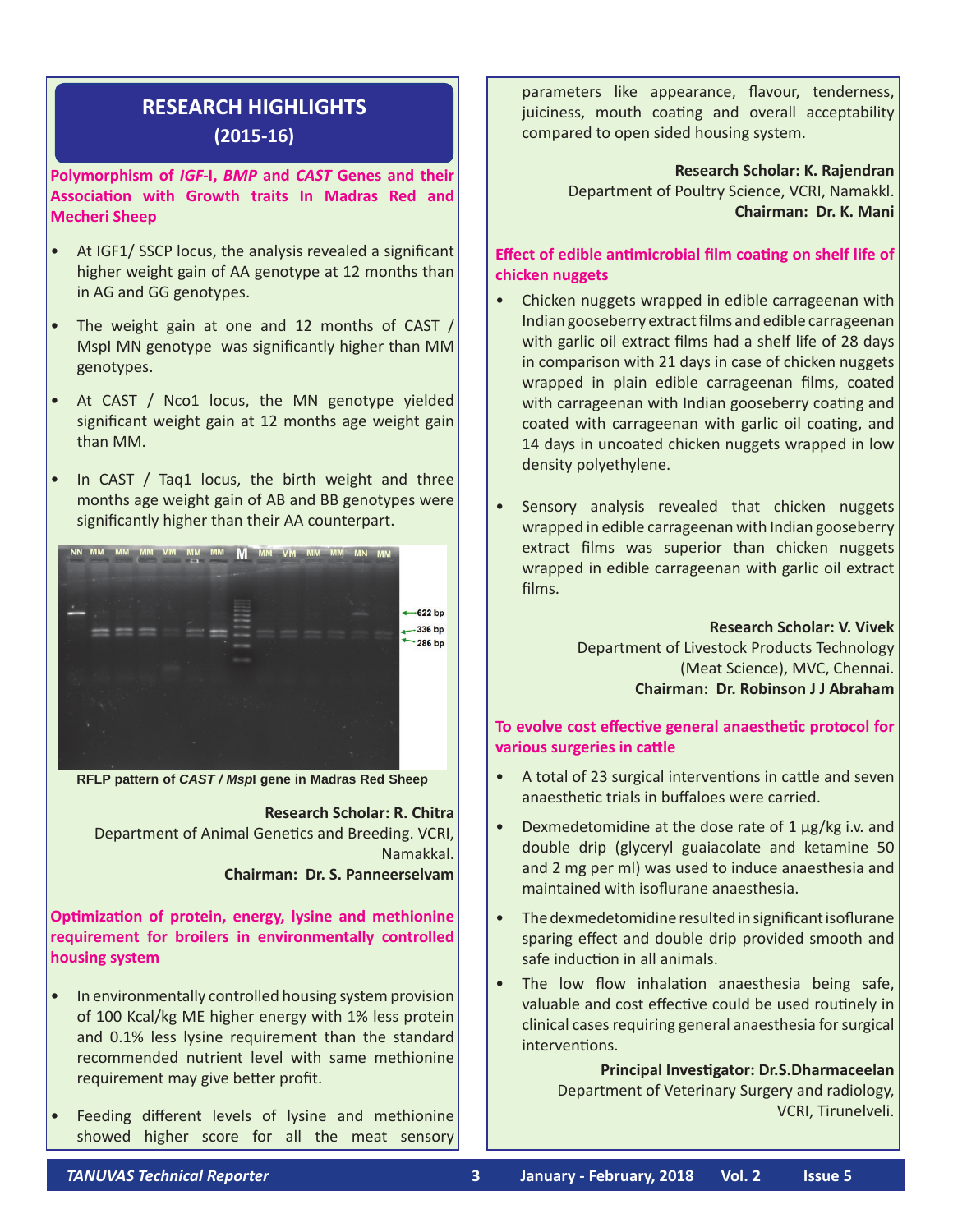# RESEARCH HIGHLIGHTS (2015-16)

## Polymorphism of *IGF*-I, *BMP* and *CAST* Genes and their Association with Growth traits In Madras Red and Mecheri Sheep

- At IGF1/ SSCP locus, the analysis revealed a significant higher weight gain of AA genotype at 12 months than in AG and GG genotypes.
- The weight gain at one and 12 months of CAST / MspI MN genotype was significantly higher than MM genotypes.
- At CAST / Nco1 locus, the MN genotype yielded significant weight gain at 12 months age weight gain than MM.
- In CAST / Taq1 locus, the birth weight and three months age weight gain of AB and BB genotypes were significantly higher than their AA counterpart.

RFLP pattern of *CAST / Msp*I gene in Madras Red Sheep

**Research Scholar: R. Chitra**
Department of Animal Genetics and Breeding. VCRI, Namakkal.
**Chairman: Dr. S. Panneerselvam**

## Optimization of protein, energy, lysine and methionine requirement for broilers in environmentally controlled housing system

- In environmentally controlled housing system provision of 100 Kcal/kg ME higher energy with 1% less protein and 0.1% less lysine requirement than the standard recommended nutrient level with same methionine requirement may give better profit.
- Feeding different levels of lysine and methionine showed higher score for all the meat sensory parameters like appearance, flavour, tenderness, juiciness, mouth coating and overall acceptability compared to open sided housing system.

**Research Scholar: K. Rajendran**
Department of Poultry Science, VCRI, Namakkl.
**Chairman: Dr. K. Mani**

## Effect of edible antimicrobial film coating on shelf life of chicken nuggets

- Chicken nuggets wrapped in edible carrageenan with Indian gooseberry extract films and edible carrageenan with garlic oil extract films had a shelf life of 28 days in comparison with 21 days in case of chicken nuggets wrapped in plain edible carrageenan films, coated with carrageenan with Indian gooseberry coating and coated with carrageenan with garlic oil coating, and 14 days in uncoated chicken nuggets wrapped in low density polyethylene.
- Sensory analysis revealed that chicken nuggets wrapped in edible carrageenan with Indian gooseberry extract films was superior than chicken nuggets wrapped in edible carrageenan with garlic oil extract films.

**Research Scholar: V. Vivek**
Department of Livestock Products Technology (Meat Science), MVC, Chennai.
**Chairman: Dr. Robinson J J Abraham**

## To evolve cost effective general anaesthetic protocol for various surgeries in cattle

- A total of 23 surgical interventions in cattle and seven anaesthetic trials in buffaloes were carried.
- Dexmedetomidine at the dose rate of 1 µg/kg i.v. and double drip (glyceryl guaiacolate and ketamine 50 and 2 mg per ml) was used to induce anaesthesia and maintained with isoflurane anaesthesia.
- The dexmedetomidine resulted in significant isoflurane sparing effect and double drip provided smooth and safe induction in all animals.
- The low flow inhalation anaesthesia being safe, valuable and cost effective could be used routinely in clinical cases requiring general anaesthesia for surgical interventions.

**Principal Investigator: Dr.S.Dharmaceelan**
Department of Veterinary Surgery and radiology, VCRI, Tirunelveli.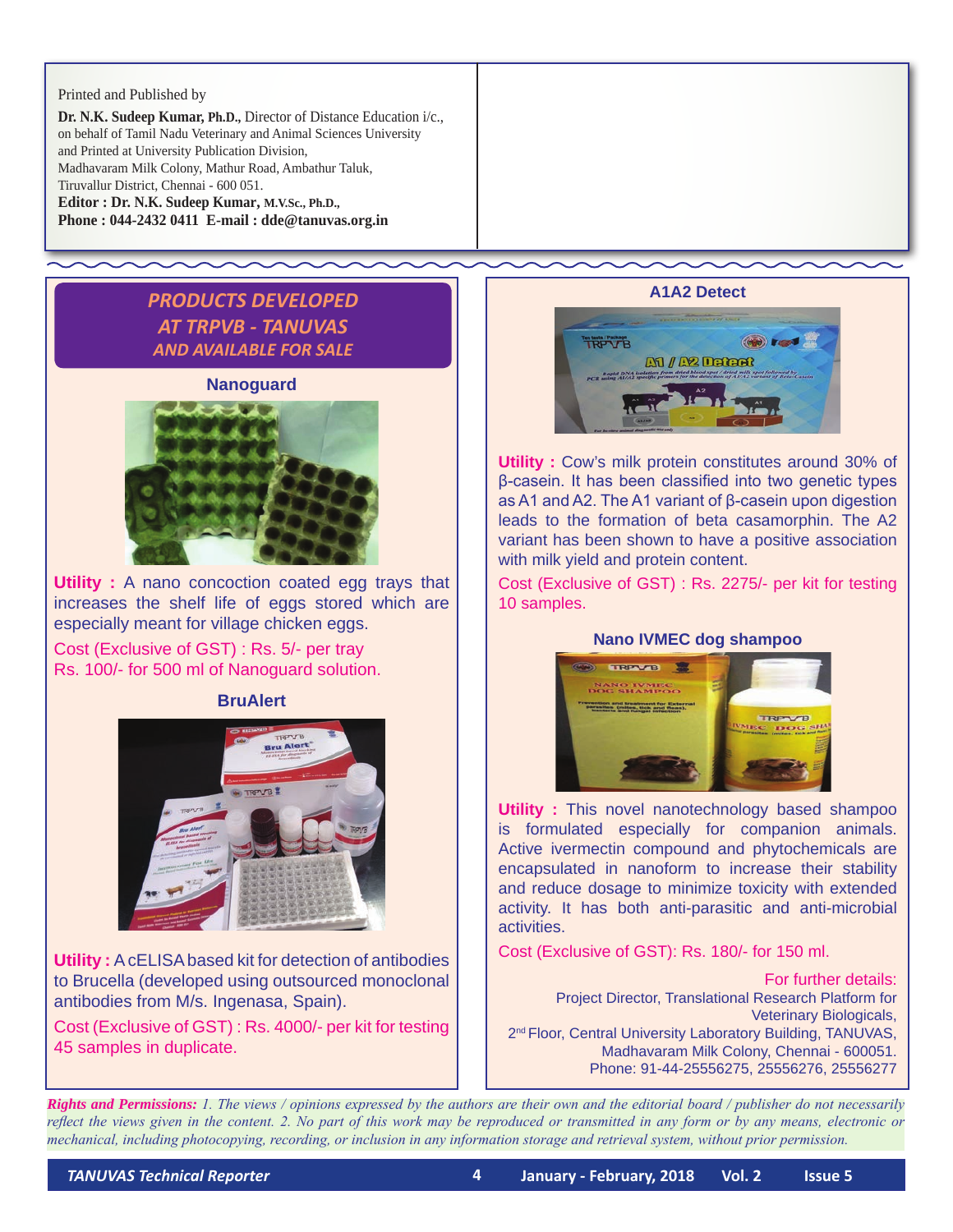Printed and Published by

**Dr. N.K. Sudeep Kumar, Ph.D.,** Director of Distance Education i/c., on behalf of Tamil Nadu Veterinary and Animal Sciences University and Printed at University Publication Division, Madhavaram Milk Colony, Mathur Road, Ambathur Taluk, Tiruvallur District, Chennai - 600 051.

**Editor : Dr. N.K. Sudeep Kumar, M.V.Sc., Ph.D.,**

**Phone : 044-2432 0411 E-mail : dde@tanuvas.org.in**

## *PRODUCTS DEVELOPED AT TRPVB - TANUVAS AND AVAILABLE FOR SALE*

### Nanoguard

**Utility :** A nano concoction coated egg trays that increases the shelf life of eggs stored which are especially meant for village chicken eggs.

Cost (Exclusive of GST) : Rs. 5/- per tray
Rs. 100/- for 500 ml of Nanoguard solution.

### BruAlert

**Utility :** A cELISA based kit for detection of antibodies to Brucella (developed using outsourced monoclonal antibodies from M/s. Ingenasa, Spain).

Cost (Exclusive of GST) : Rs. 4000/- per kit for testing 45 samples in duplicate.

### A1A2 Detect

**Utility :** Cow's milk protein constitutes around 30% of β-casein. It has been classified into two genetic types as A1 and A2. The A1 variant of β-casein upon digestion leads to the formation of beta casamorphin. The A2 variant has been shown to have a positive association with milk yield and protein content.

Cost (Exclusive of GST) : Rs. 2275/- per kit for testing 10 samples.

### Nano IVMEC dog shampoo

**Utility :** This novel nanotechnology based shampoo is formulated especially for companion animals. Active ivermectin compound and phytochemicals are encapsulated in nanoform to increase their stability and reduce dosage to minimize toxicity with extended activity. It has both anti-parasitic and anti-microbial activities.

Cost (Exclusive of GST): Rs. 180/- for 150 ml.

For further details:
Project Director, Translational Research Platform for Veterinary Biologicals,
2nd Floor, Central University Laboratory Building, TANUVAS,
Madhavaram Milk Colony, Chennai - 600051.
Phone: 91-44-25556275, 25556276, 25556277

***Rights and Permissions:*** *1. The views / opinions expressed by the authors are their own and the editorial board / publisher do not necessarily reflect the views given in the content. 2. No part of this work may be reproduced or transmitted in any form or by any means, electronic or mechanical, including photocopying, recording, or inclusion in any information storage and retrieval system, without prior permission.*